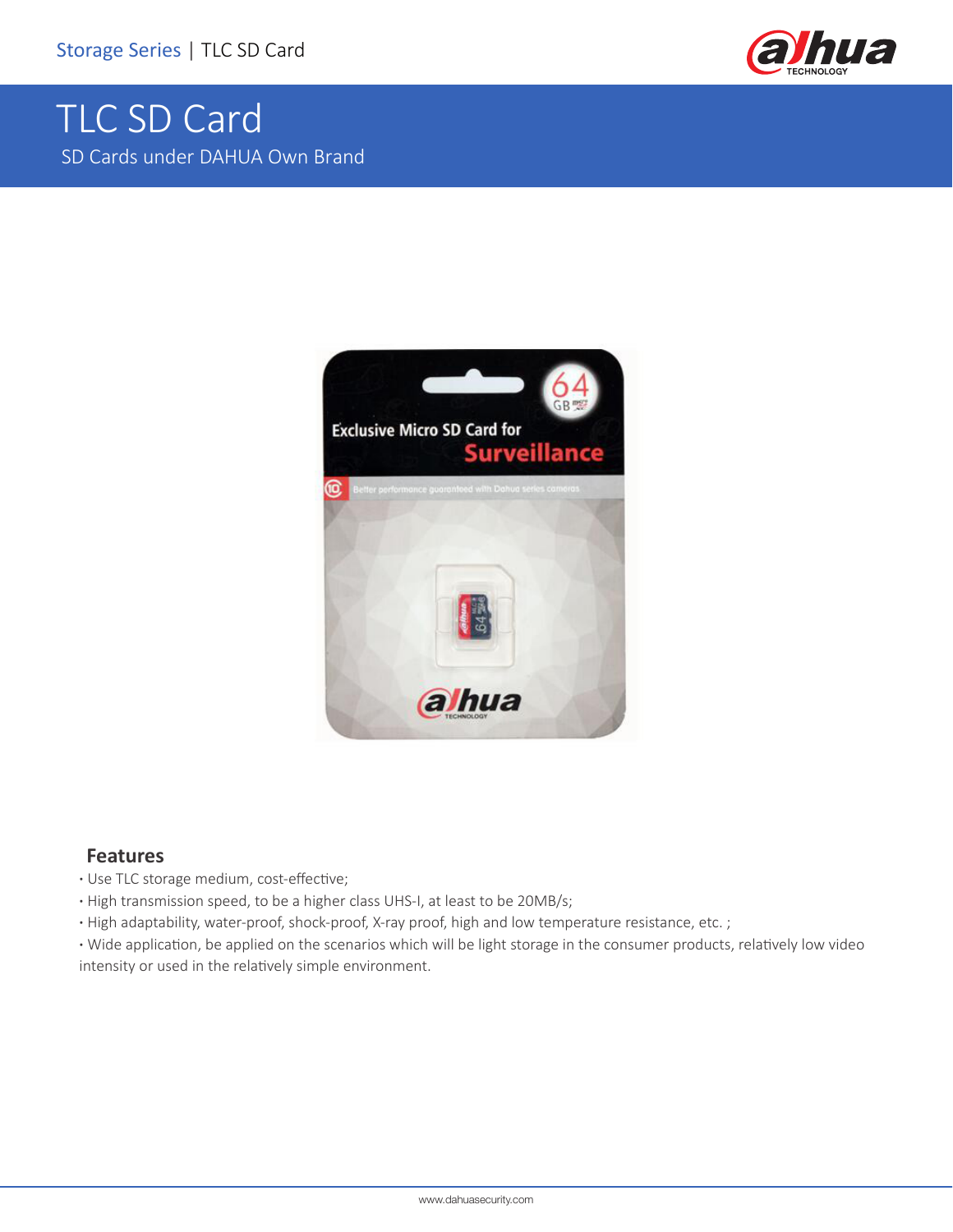Storage Series | TLC SD Card

# TLC SD Card

SD Cards under DAHUA Own Brand

## Features

- Use TLC storage medium, cost-effective;
- High transmission speed, to be a higher class UHS-I, at least to be 20MB/s;
- High adaptability, water-proof, shock-proof, X-ray proof, high and low temperature resistance, etc. ;
- Wide application, be applied on the scenarios which will be light storage in the consumer products, relatively low video intensity or used in the relatively simple environment.

www.dahuasecurity.com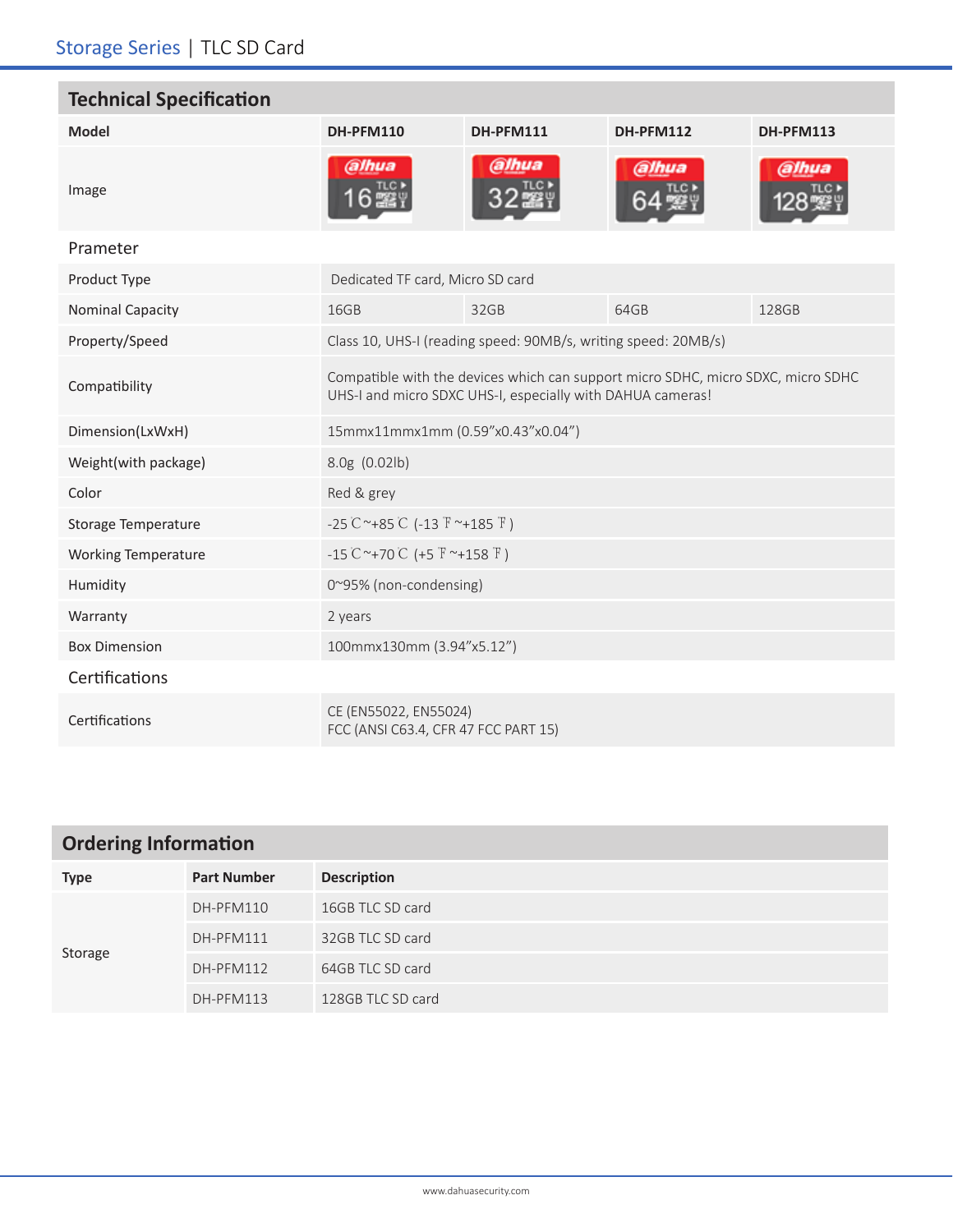## Technical Specification

| Model | DH-PFM110 | DH-PFM111 | DH-PFM112 | DH-PFM113 |
|---|---|---|---|---|
| Image | | | | |
| **Prameter** | | | | |
| Product Type | Dedicated TF card, Micro SD card | | | |
| Nominal Capacity | 16GB | 32GB | 64GB | 128GB |
| Property/Speed | Class 10, UHS-I (reading speed: 90MB/s, writing speed: 20MB/s) | | | |
| Compatibility | Compatible with the devices which can support micro SDHC, micro SDXC, micro SDHC UHS-I and micro SDXC UHS-I, especially with DAHUA cameras! | | | |
| Dimension(LxWxH) | 15mmx11mmx1mm (0.59”x0.43”x0.04”) | | | |
| Weight(with package) | 8.0g (0.02lb) | | | |
| Color | Red & grey | | | |
| Storage Temperature | -25℃~+85℃ (-13℉~+185℉) | | | |
| Working Temperature | -15℃~+70℃ (+5℉~+158℉) | | | |
| Humidity | 0~95% (non-condensing) | | | |
| Warranty | 2 years | | | |
| Box Dimension | 100mmx130mm (3.94”x5.12”) | | | |
| **Certifications** | | | | |
| Certifications | CE (EN55022, EN55024)<br>FCC (ANSI C63.4, CFR 47 FCC PART 15) | | | |

## Ordering Information

| Type | Part Number | Description |
|---|---|---|
| Storage | DH-PFM110 | 16GB TLC SD card |
| | DH-PFM111 | 32GB TLC SD card |
| | DH-PFM112 | 64GB TLC SD card |
| | DH-PFM113 | 128GB TLC SD card |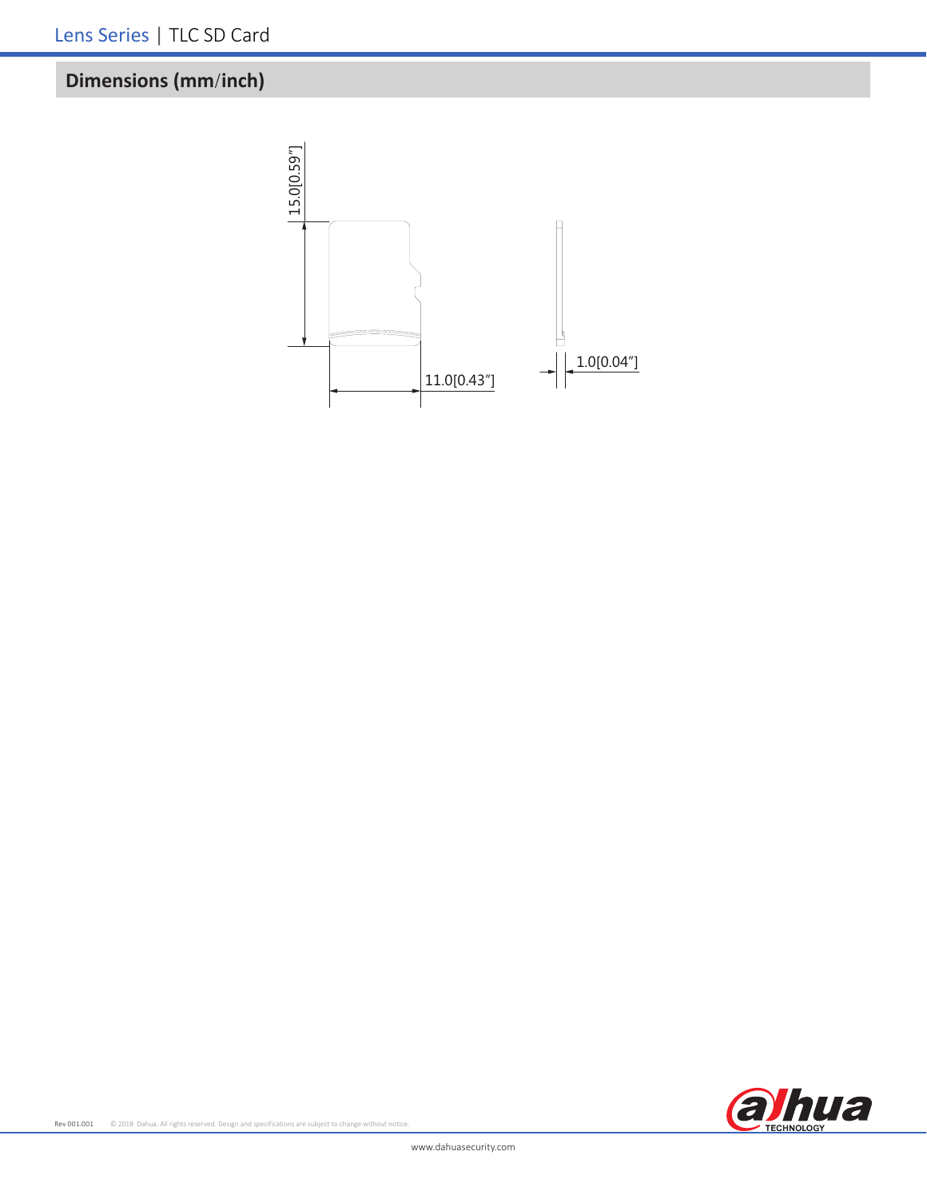## Dimensions (mm/inch)

15.0[0.59"]

11.0[0.43"]

1.0[0.04"]